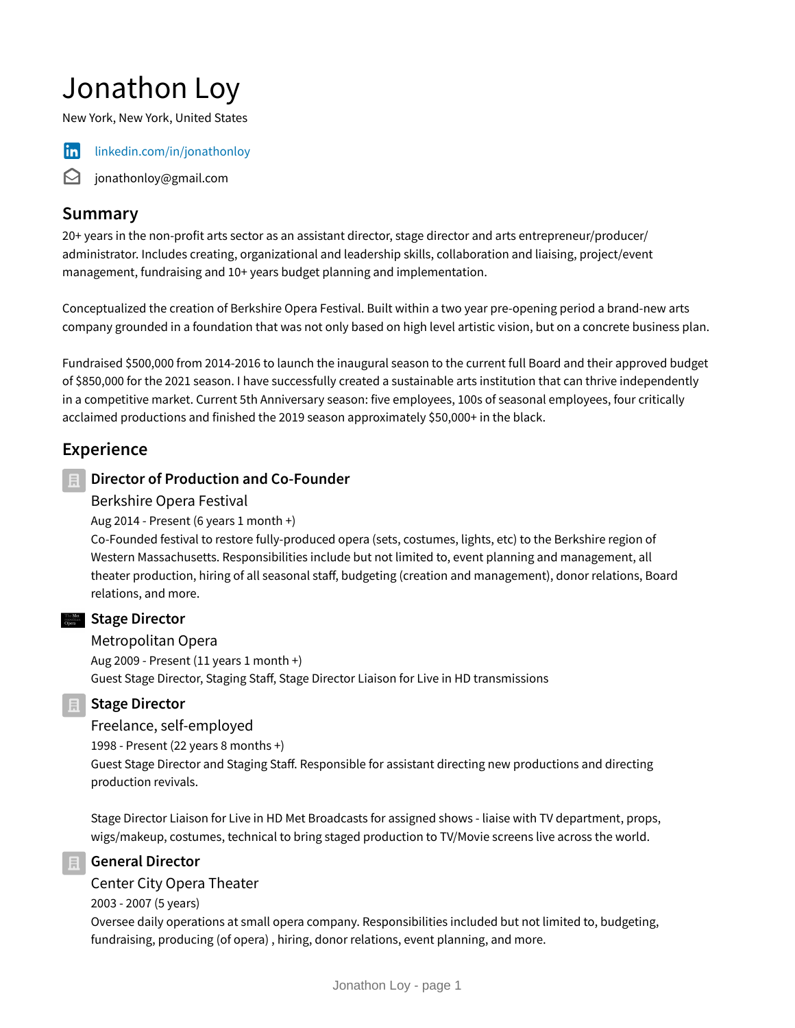# Jonathon Loy

New York, New York, United States

linkedin.com/in/jonathonloy

jonathonloy@gmail.com

## Summary

20+ years in the non-profit arts sector as an assistant director, stage director and arts entrepreneur/producer/administrator. Includes creating, organizational and leadership skills, collaboration and liaising, project/event management, fundraising and 10+ years budget planning and implementation.

Conceptualized the creation of Berkshire Opera Festival. Built within a two year pre-opening period a brand-new arts company grounded in a foundation that was not only based on high level artistic vision, but on a concrete business plan.

Fundraised $500,000 from 2014-2016 to launch the inaugural season to the current full Board and their approved budget of $850,000 for the 2021 season. I have successfully created a sustainable arts institution that can thrive independently in a competitive market. Current 5th Anniversary season: five employees, 100s of seasonal employees, four critically acclaimed productions and finished the 2019 season approximately $50,000+ in the black.

## Experience

### Director of Production and Co-Founder

Berkshire Opera Festival

Aug 2014 - Present (6 years 1 month +)

Co-Founded festival to restore fully-produced opera (sets, costumes, lights, etc) to the Berkshire region of Western Massachusetts. Responsibilities include but not limited to, event planning and management, all theater production, hiring of all seasonal staff, budgeting (creation and management), donor relations, Board relations, and more.

### Stage Director

Metropolitan Opera

Aug 2009 - Present (11 years 1 month +)

Guest Stage Director, Staging Staff, Stage Director Liaison for Live in HD transmissions

### Stage Director

Freelance, self-employed

1998 - Present (22 years 8 months +)

Guest Stage Director and Staging Staff. Responsible for assistant directing new productions and directing production revivals.

Stage Director Liaison for Live in HD Met Broadcasts for assigned shows - liaise with TV department, props, wigs/makeup, costumes, technical to bring staged production to TV/Movie screens live across the world.

### General Director

Center City Opera Theater

2003 - 2007 (5 years)

Oversee daily operations at small opera company. Responsibilities included but not limited to, budgeting, fundraising, producing (of opera) , hiring, donor relations, event planning, and more.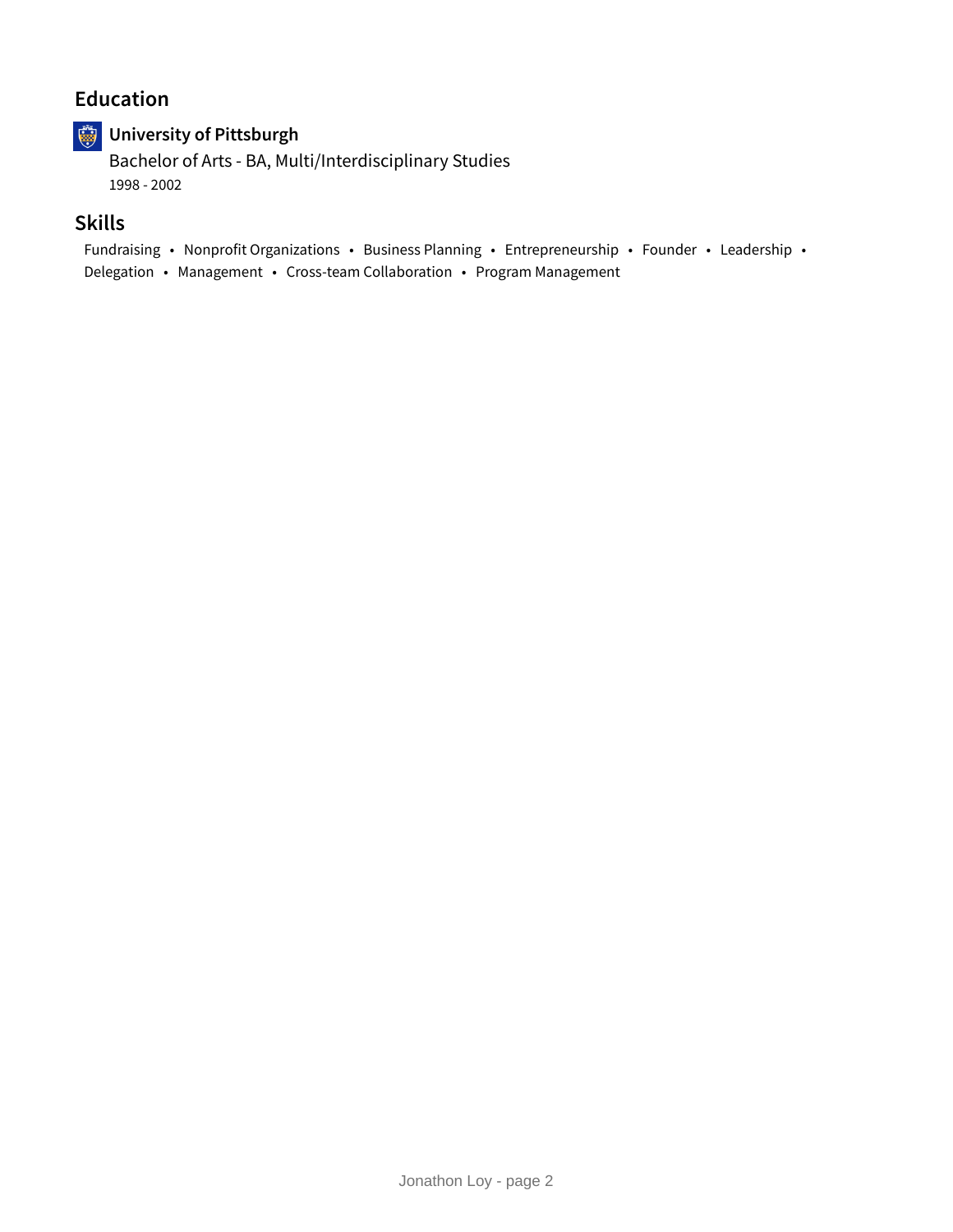## Education

### University of Pittsburgh

Bachelor of Arts - BA, Multi/Interdisciplinary Studies

1998 - 2002

## Skills

Fundraising • Nonprofit Organizations • Business Planning • Entrepreneurship • Founder • Leadership • Delegation • Management • Cross-team Collaboration • Program Management